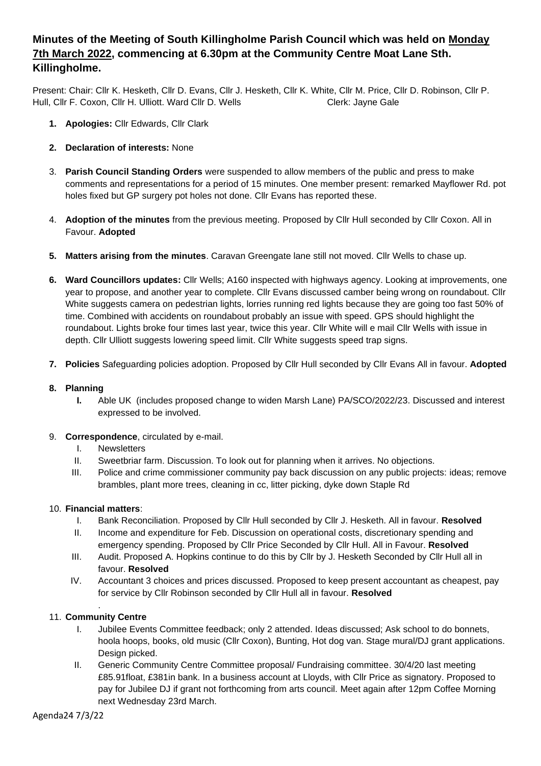# Minutes of the Meeting of South Killingholme Parish Council which was held on Monday 7th March 2022, commencing at 6.30pm at the Community Centre Moat Lane Sth. Killingholme.

Present: Chair: Cllr K. Hesketh, Cllr D. Evans, Cllr J. Hesketh, Cllr K. White, Cllr M. Price, Cllr D. Robinson, Cllr P. Hull, Cllr F. Coxon, Cllr H. Ulliott. Ward Cllr D. Wells Clerk: Jayne Gale

1. **Apologies:** Cllr Edwards, Cllr Clark
2. **Declaration of interests:** None
3. **Parish Council Standing Orders** were suspended to allow members of the public and press to make comments and representations for a period of 15 minutes. One member present: remarked Mayflower Rd. pot holes fixed but GP surgery pot holes not done. Cllr Evans has reported these.
4. **Adoption of the minutes** from the previous meeting. Proposed by Cllr Hull seconded by Cllr Coxon. All in Favour. **Adopted**
5. **Matters arising from the minutes**. Caravan Greengate lane still not moved. Cllr Wells to chase up.
6. **Ward Councillors updates:** Cllr Wells; A160 inspected with highways agency. Looking at improvements, one year to propose, and another year to complete. Cllr Evans discussed camber being wrong on roundabout. Cllr White suggests camera on pedestrian lights, lorries running red lights because they are going too fast 50% of time. Combined with accidents on roundabout probably an issue with speed. GPS should highlight the roundabout. Lights broke four times last year, twice this year. Cllr White will e mail Cllr Wells with issue in depth. Cllr Ulliott suggests lowering speed limit. Cllr White suggests speed trap signs.
7. **Policies** Safeguarding policies adoption. Proposed by Cllr Hull seconded by Cllr Evans All in favour. **Adopted**
8. **Planning**
   - **I.** Able UK (includes proposed change to widen Marsh Lane) PA/SCO/2022/23. Discussed and interest expressed to be involved.
9. **Correspondence**, circulated by e-mail.
   - I. Newsletters
   - II. Sweetbriar farm. Discussion. To look out for planning when it arrives. No objections.
   - III. Police and crime commissioner community pay back discussion on any public projects: ideas; remove brambles, plant more trees, cleaning in cc, litter picking, dyke down Staple Rd
10. **Financial matters**:
    - I. Bank Reconciliation. Proposed by Cllr Hull seconded by Cllr J. Hesketh. All in favour. **Resolved**
    - II. Income and expenditure for Feb. Discussion on operational costs, discretionary spending and emergency spending. Proposed by Cllr Price Seconded by Cllr Hull. All in Favour. **Resolved**
    - III. Audit. Proposed A. Hopkins continue to do this by Cllr by J. Hesketh Seconded by Cllr Hull all in favour. **Resolved**
    - IV. Accountant 3 choices and prices discussed. Proposed to keep present accountant as cheapest, pay for service by Cllr Robinson seconded by Cllr Hull all in favour. **Resolved**

    .
11. **Community Centre**
    - I. Jubilee Events Committee feedback; only 2 attended. Ideas discussed; Ask school to do bonnets, hoola hoops, books, old music (Cllr Coxon), Bunting, Hot dog van. Stage mural/DJ grant applications. Design picked.
    - II. Generic Community Centre Committee proposal/ Fundraising committee. 30/4/20 last meeting £85.91float, £381in bank. In a business account at Lloyds, with Cllr Price as signatory. Proposed to pay for Jubilee DJ if grant not forthcoming from arts council. Meet again after 12pm Coffee Morning next Wednesday 23rd March.

Agenda24 7/3/22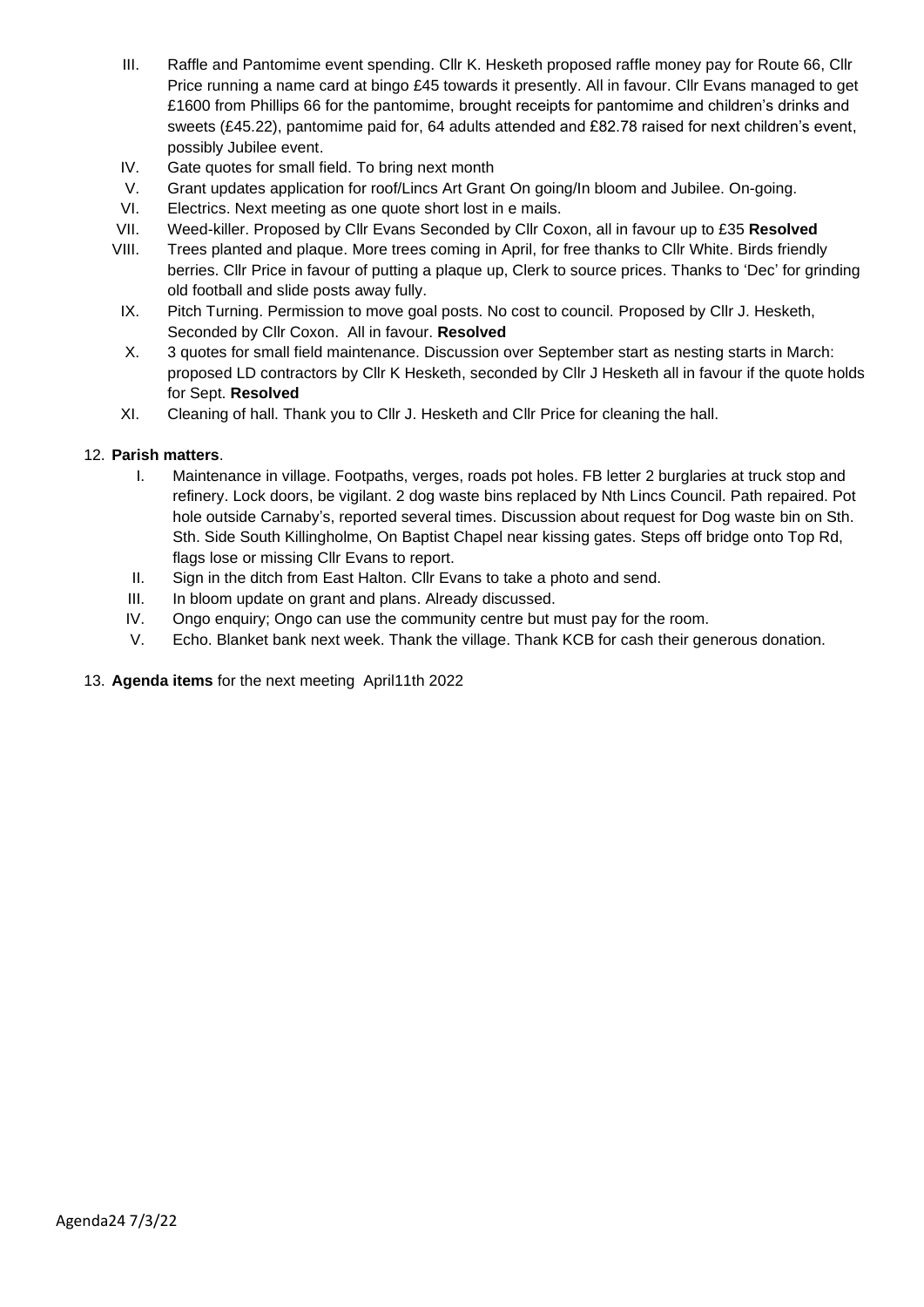III. Raffle and Pantomime event spending. Cllr K. Hesketh proposed raffle money pay for Route 66, Cllr Price running a name card at bingo £45 towards it presently. All in favour. Cllr Evans managed to get £1600 from Phillips 66 for the pantomime, brought receipts for pantomime and children's drinks and sweets (£45.22), pantomime paid for, 64 adults attended and £82.78 raised for next children's event, possibly Jubilee event.

IV. Gate quotes for small field. To bring next month

V. Grant updates application for roof/Lincs Art Grant On going/In bloom and Jubilee. On-going.

VI. Electrics. Next meeting as one quote short lost in e mails.

VII. Weed-killer. Proposed by Cllr Evans Seconded by Cllr Coxon, all in favour up to £35 **Resolved**

VIII. Trees planted and plaque. More trees coming in April, for free thanks to Cllr White. Birds friendly berries. Cllr Price in favour of putting a plaque up, Clerk to source prices. Thanks to 'Dec' for grinding old football and slide posts away fully.

IX. Pitch Turning. Permission to move goal posts. No cost to council. Proposed by Cllr J. Hesketh, Seconded by Cllr Coxon. All in favour. **Resolved**

X. 3 quotes for small field maintenance. Discussion over September start as nesting starts in March: proposed LD contractors by Cllr K Hesketh, seconded by Cllr J Hesketh all in favour if the quote holds for Sept. **Resolved**

XI. Cleaning of hall. Thank you to Cllr J. Hesketh and Cllr Price for cleaning the hall.

12. **Parish matters**.

I. Maintenance in village. Footpaths, verges, roads pot holes. FB letter 2 burglaries at truck stop and refinery. Lock doors, be vigilant. 2 dog waste bins replaced by Nth Lincs Council. Path repaired. Pot hole outside Carnaby's, reported several times. Discussion about request for Dog waste bin on Sth. Sth. Side South Killingholme, On Baptist Chapel near kissing gates. Steps off bridge onto Top Rd, flags lose or missing Cllr Evans to report.

II. Sign in the ditch from East Halton. Cllr Evans to take a photo and send.

III. In bloom update on grant and plans. Already discussed.

IV. Ongo enquiry; Ongo can use the community centre but must pay for the room.

V. Echo. Blanket bank next week. Thank the village. Thank KCB for cash their generous donation.

13. **Agenda items** for the next meeting April11th 2022

Agenda24 7/3/22